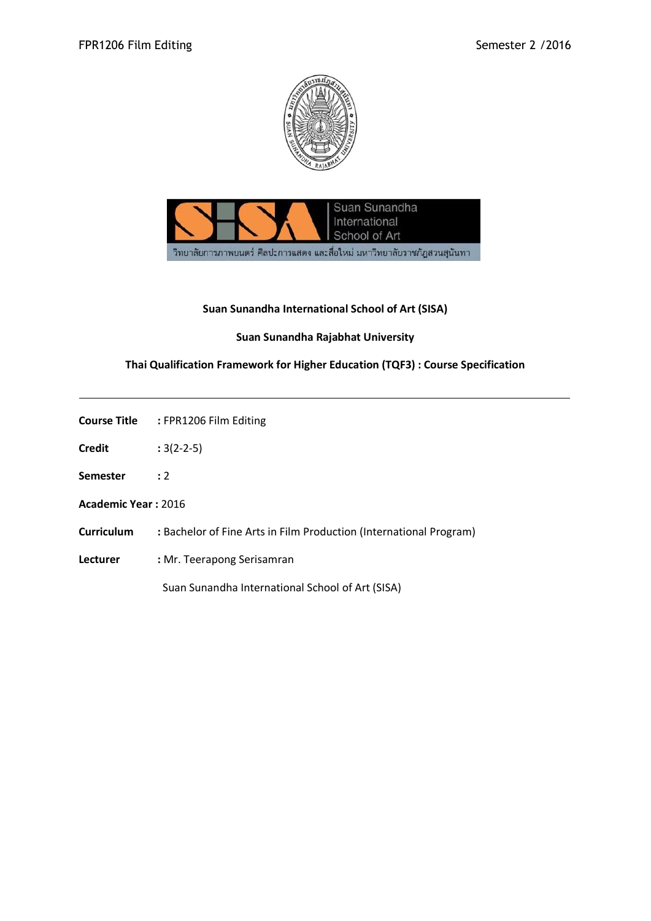**Suan Sunandha International School of Art (SISA)**

**Suan Sunandha Rajabhat University**

**Thai Qualification Framework for Higher Education (TQF3) : Course Specification**

---

**Course Title** : FPR1206 Film Editing

**Credit** : 3(2-2-5)

**Semester** : 2

**Academic Year :** 2016

**Curriculum** : Bachelor of Fine Arts in Film Production (International Program)

**Lecturer** : Mr. Teerapong Serisamran

Suan Sunandha International School of Art (SISA)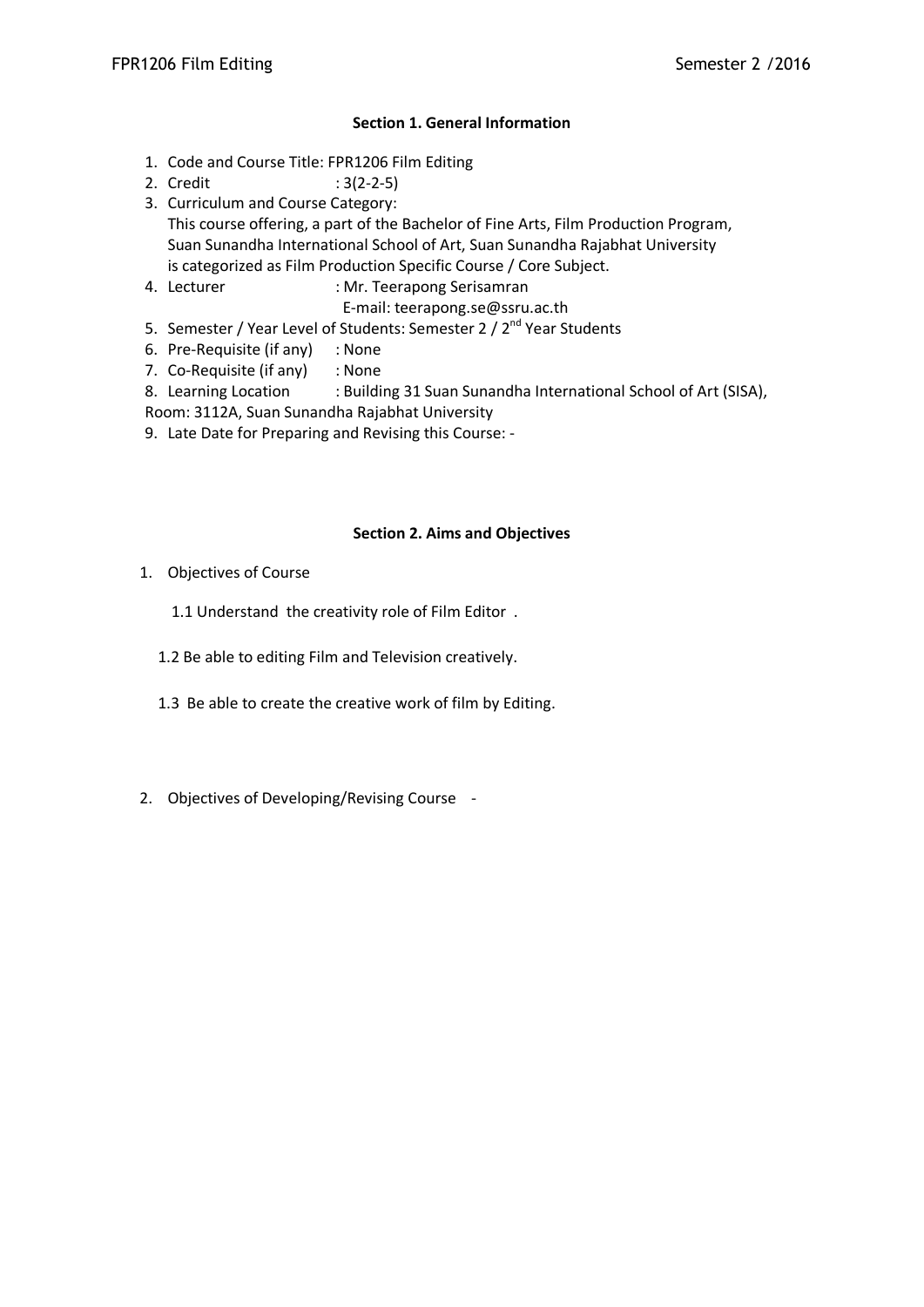**Section 1. General Information**

1. Code and Course Title: FPR1206 Film Editing
2. Credit : 3(2-2-5)
3. Curriculum and Course Category:
   This course offering, a part of the Bachelor of Fine Arts, Film Production Program, Suan Sunandha International School of Art, Suan Sunandha Rajabhat University is categorized as Film Production Specific Course / Core Subject.
4. Lecturer : Mr. Teerapong Serisamran
   E-mail: teerapong.se@ssru.ac.th
5. Semester / Year Level of Students: Semester 2 / 2nd Year Students
6. Pre-Requisite (if any) : None
7. Co-Requisite (if any) : None
8. Learning Location : Building 31 Suan Sunandha International School of Art (SISA), Room: 3112A, Suan Sunandha Rajabhat University
9. Late Date for Preparing and Revising this Course: -

**Section 2. Aims and Objectives**

1. Objectives of Course

   1.1 Understand the creativity role of Film Editor .

   1.2 Be able to editing Film and Television creatively.

   1.3 Be able to create the creative work of film by Editing.

2. Objectives of Developing/Revising Course -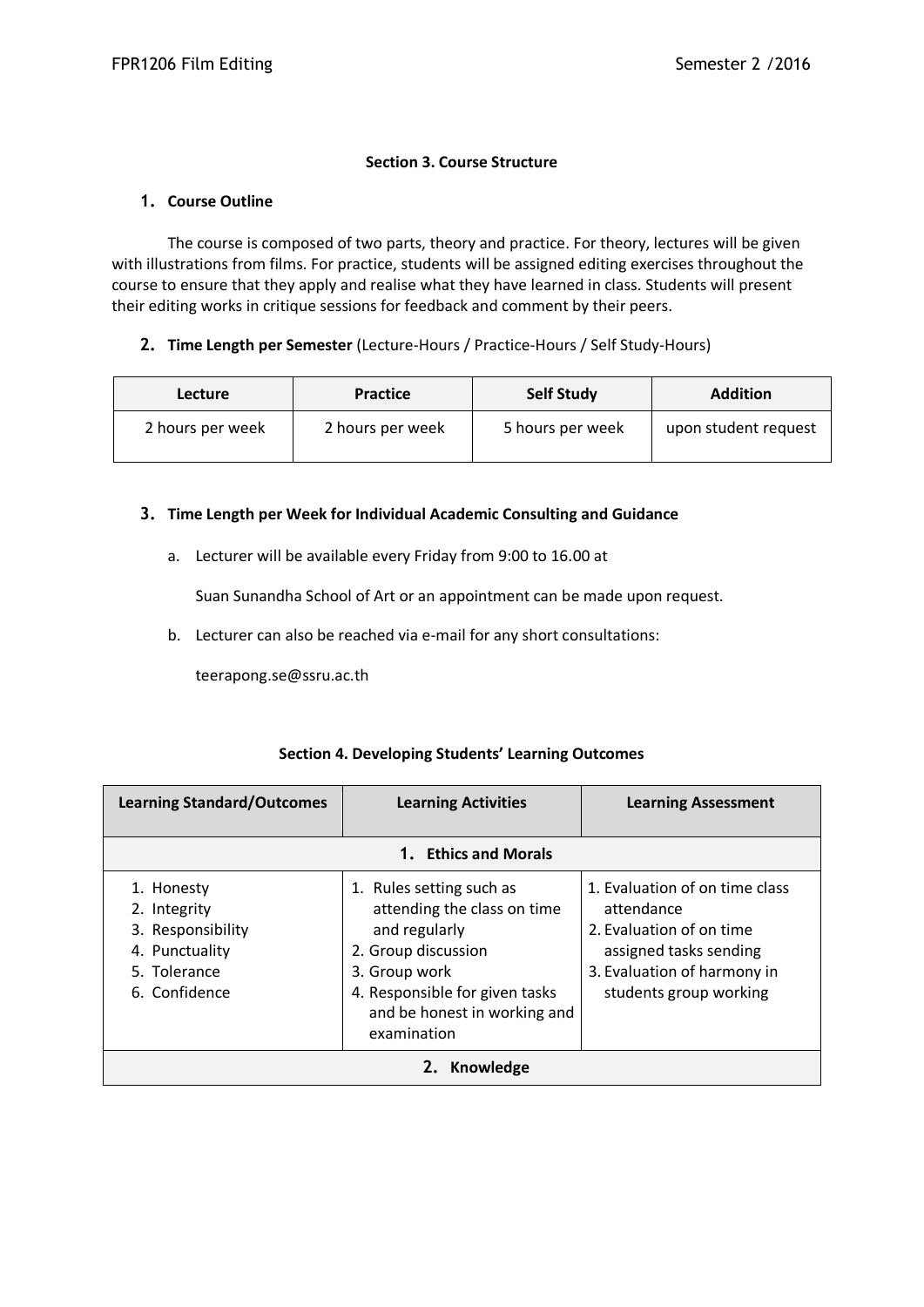### Section 3. Course Structure

**1. Course Outline**

The course is composed of two parts, theory and practice. For theory, lectures will be given with illustrations from films. For practice, students will be assigned editing exercises throughout the course to ensure that they apply and realise what they have learned in class. Students will present their editing works in critique sessions for feedback and comment by their peers.

**2. Time Length per Semester** (Lecture-Hours / Practice-Hours / Self Study-Hours)

| Lecture | Practice | Self Study | Addition |
|---|---|---|---|
| 2 hours per week | 2 hours per week | 5 hours per week | upon student request |

**3. Time Length per Week for Individual Academic Consulting and Guidance**

a. Lecturer will be available every Friday from 9:00 to 16.00 at

   Suan Sunandha School of Art or an appointment can be made upon request.

b. Lecturer can also be reached via e-mail for any short consultations:

   teerapong.se@ssru.ac.th

### Section 4. Developing Students' Learning Outcomes

| Learning Standard/Outcomes | Learning Activities | Learning Assessment |
|---|---|---|
| **1. Ethics and Morals** | | |
| 1. Honesty<br>2. Integrity<br>3. Responsibility<br>4. Punctuality<br>5. Tolerance<br>6. Confidence | 1. Rules setting such as attending the class on time and regularly<br>2. Group discussion<br>3. Group work<br>4. Responsible for given tasks and be honest in working and examination | 1. Evaluation of on time class attendance<br>2. Evaluation of on time assigned tasks sending<br>3. Evaluation of harmony in students group working |
| **2. Knowledge** | | |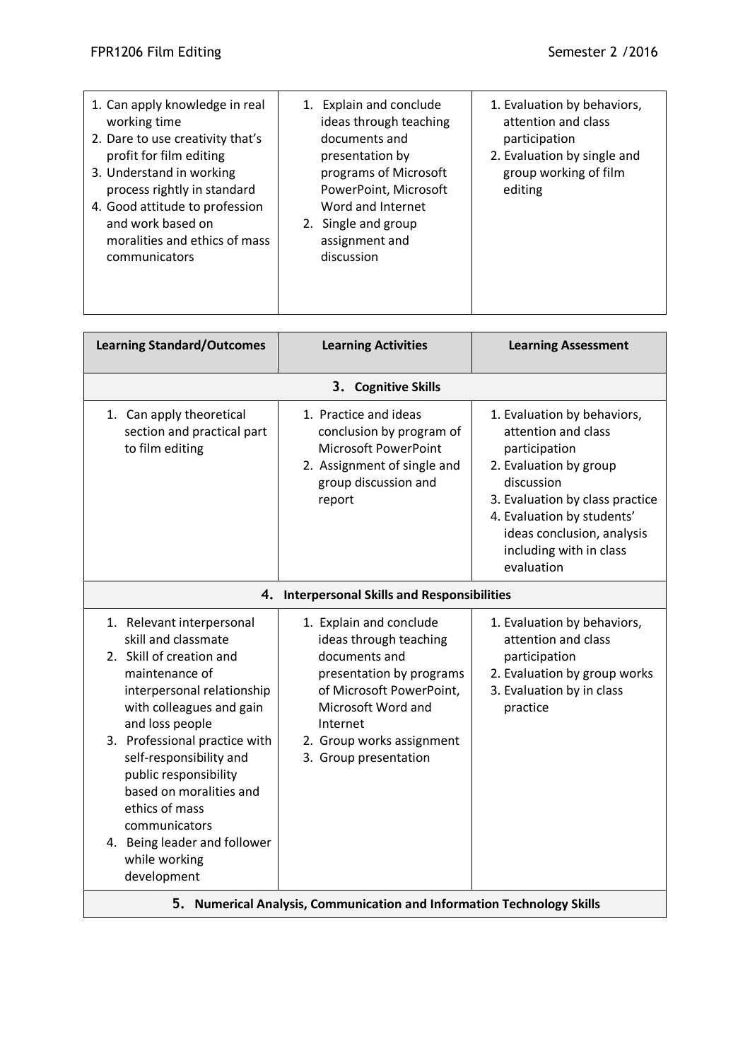| | | |
|---|---|---|
| 1. Can apply knowledge in real working time<br>2. Dare to use creativity that's profit for film editing<br>3. Understand in working process rightly in standard<br>4. Good attitude to profession and work based on moralities and ethics of mass communicators | 1. Explain and conclude ideas through teaching documents and presentation by programs of Microsoft PowerPoint, Microsoft Word and Internet<br>2. Single and group assignment and discussion | 1. Evaluation by behaviors, attention and class participation<br>2. Evaluation by single and group working of film editing |

| Learning Standard/Outcomes | Learning Activities | Learning Assessment |
|---|---|---|
| **3. Cognitive Skills** | | |
| 1. Can apply theoretical section and practical part to film editing | 1. Practice and ideas conclusion by program of Microsoft PowerPoint<br>2. Assignment of single and group discussion and report | 1. Evaluation by behaviors, attention and class participation<br>2. Evaluation by group discussion<br>3. Evaluation by class practice<br>4. Evaluation by students' ideas conclusion, analysis including with in class evaluation |
| **4. Interpersonal Skills and Responsibilities** | | |
| 1. Relevant interpersonal skill and classmate<br>2. Skill of creation and maintenance of interpersonal relationship with colleagues and gain and loss people<br>3. Professional practice with self-responsibility and public responsibility based on moralities and ethics of mass communicators<br>4. Being leader and follower while working development | 1. Explain and conclude ideas through teaching documents and presentation by programs of Microsoft PowerPoint, Microsoft Word and Internet<br>2. Group works assignment<br>3. Group presentation | 1. Evaluation by behaviors, attention and class participation<br>2. Evaluation by group works<br>3. Evaluation by in class practice |
| **5. Numerical Analysis, Communication and Information Technology Skills** | | |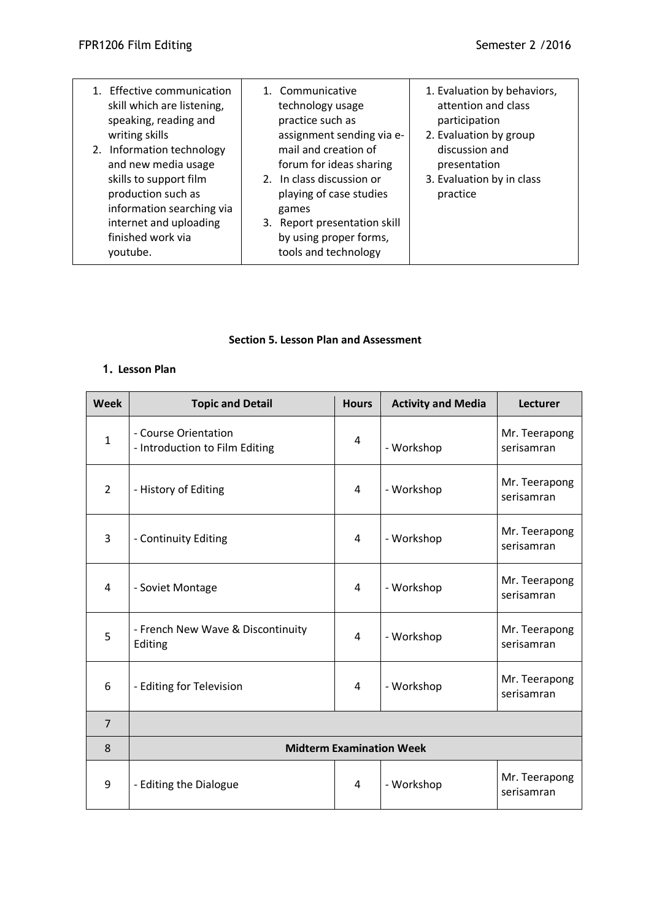| | | |
|---|---|---|
| 1. Effective communication skill which are listening, speaking, reading and writing skills<br>2. Information technology and new media usage skills to support film production such as information searching via internet and uploading finished work via youtube. | 1. Communicative technology usage practice such as assignment sending via e-mail and creation of forum for ideas sharing<br>2. In class discussion or playing of case studies games<br>3. Report presentation skill by using proper forms, tools and technology | 1. Evaluation by behaviors, attention and class participation<br>2. Evaluation by group discussion and presentation<br>3. Evaluation by in class practice |

**Section 5. Lesson Plan and Assessment**

**1. Lesson Plan**

| Week | Topic and Detail | Hours | Activity and Media | Lecturer |
|---|---|---|---|---|
| 1 | - Course Orientation<br>- Introduction to Film Editing | 4 | - Workshop | Mr. Teerapong serisamran |
| 2 | - History of Editing | 4 | - Workshop | Mr. Teerapong serisamran |
| 3 | - Continuity Editing | 4 | - Workshop | Mr. Teerapong serisamran |
| 4 | - Soviet Montage | 4 | - Workshop | Mr. Teerapong serisamran |
| 5 | - French New Wave & Discontinuity Editing | 4 | - Workshop | Mr. Teerapong serisamran |
| 6 | - Editing for Television | 4 | - Workshop | Mr. Teerapong serisamran |
| 7 | | | | |
| 8 | **Midterm Examination Week** | | | |
| 9 | - Editing the Dialogue | 4 | - Workshop | Mr. Teerapong serisamran |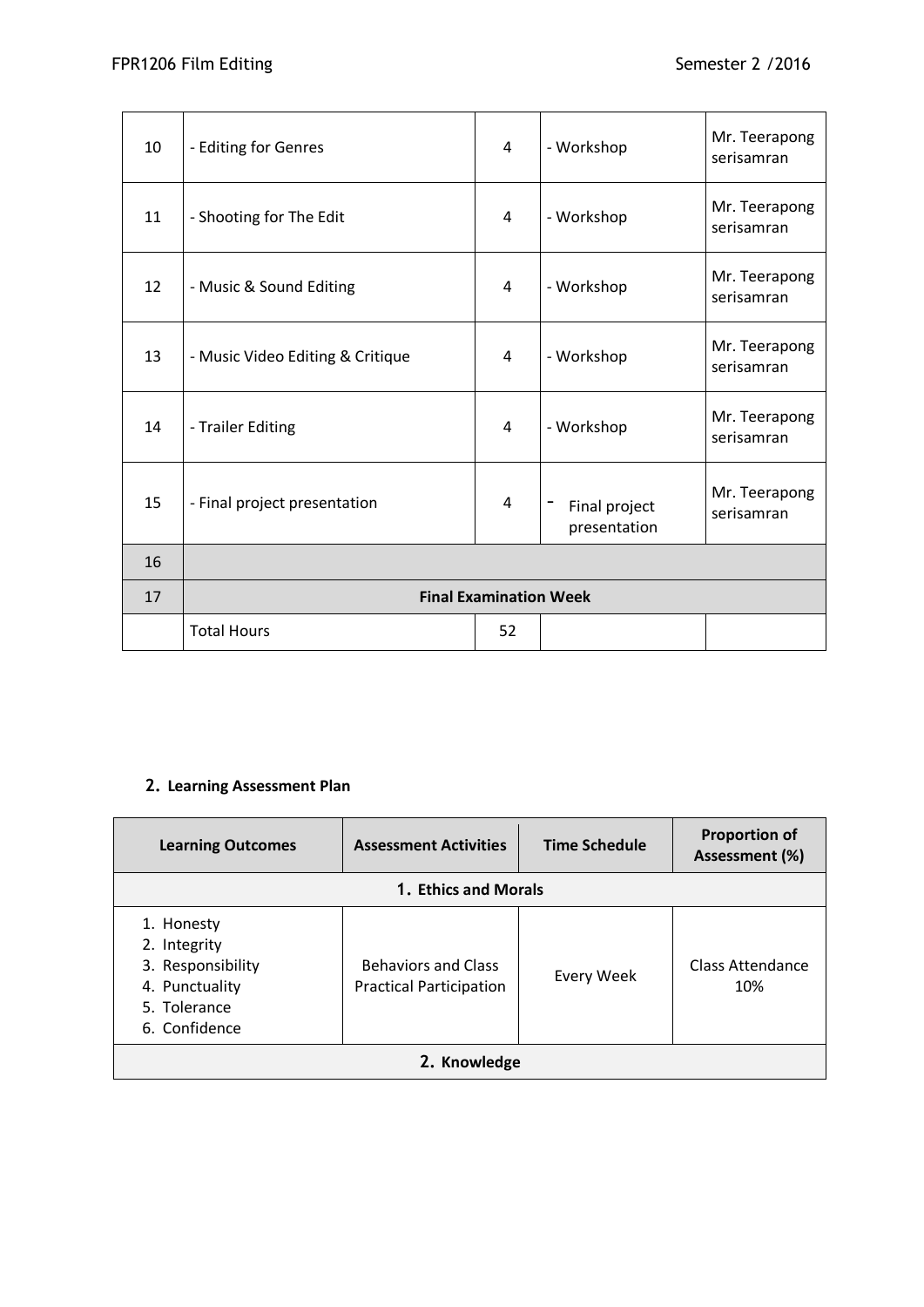| 10 | - Editing for Genres | 4 | - Workshop | Mr. Teerapong serisamran |
|---|---|---|---|---|
| 11 | - Shooting for The Edit | 4 | - Workshop | Mr. Teerapong serisamran |
| 12 | - Music & Sound Editing | 4 | - Workshop | Mr. Teerapong serisamran |
| 13 | - Music Video Editing & Critique | 4 | - Workshop | Mr. Teerapong serisamran |
| 14 | - Trailer Editing | 4 | - Workshop | Mr. Teerapong serisamran |
| 15 | - Final project presentation | 4 | - Final project presentation | Mr. Teerapong serisamran |
| 16 | | | | |
| 17 | **Final Examination Week** | | | |
| | Total Hours | 52 | | |

## 2. Learning Assessment Plan

| Learning Outcomes | Assessment Activities | Time Schedule | Proportion of Assessment (%) |
|---|---|---|---|
| **1. Ethics and Morals** | | | |
| 1. Honesty<br>2. Integrity<br>3. Responsibility<br>4. Punctuality<br>5. Tolerance<br>6. Confidence | Behaviors and Class Practical Participation | Every Week | Class Attendance 10% |
| **2. Knowledge** | | | |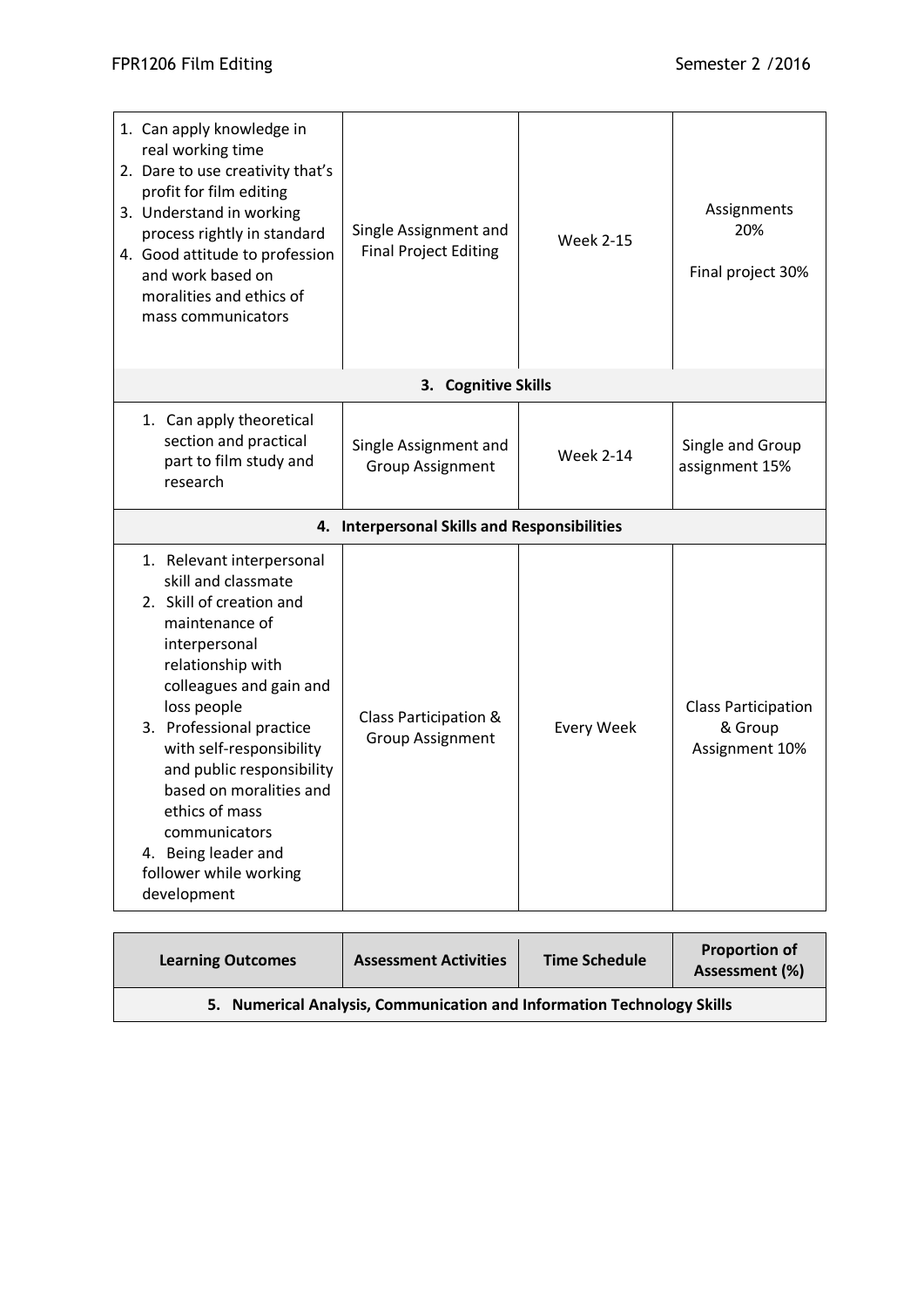| | | | |
|---|---|---|---|
| 1. Can apply knowledge in real working time<br>2. Dare to use creativity that's profit for film editing<br>3. Understand in working process rightly in standard<br>4. Good attitude to profession and work based on moralities and ethics of mass communicators | Single Assignment and Final Project Editing | Week 2-15 | Assignments 20%<br><br>Final project 30% |
| **3. Cognitive Skills** | | | |
| 1. Can apply theoretical section and practical part to film study and research | Single Assignment and Group Assignment | Week 2-14 | Single and Group assignment 15% |
| **4. Interpersonal Skills and Responsibilities** | | | |
| 1. Relevant interpersonal skill and classmate<br>2. Skill of creation and maintenance of interpersonal relationship with colleagues and gain and loss people<br>3. Professional practice with self-responsibility and public responsibility based on moralities and ethics of mass communicators<br>4. Being leader and follower while working development | Class Participation & Group Assignment | Every Week | Class Participation & Group Assignment 10% |

| Learning Outcomes | Assessment Activities | Time Schedule | Proportion of Assessment (%) |
|---|---|---|---|
| **5. Numerical Analysis, Communication and Information Technology Skills** | | | |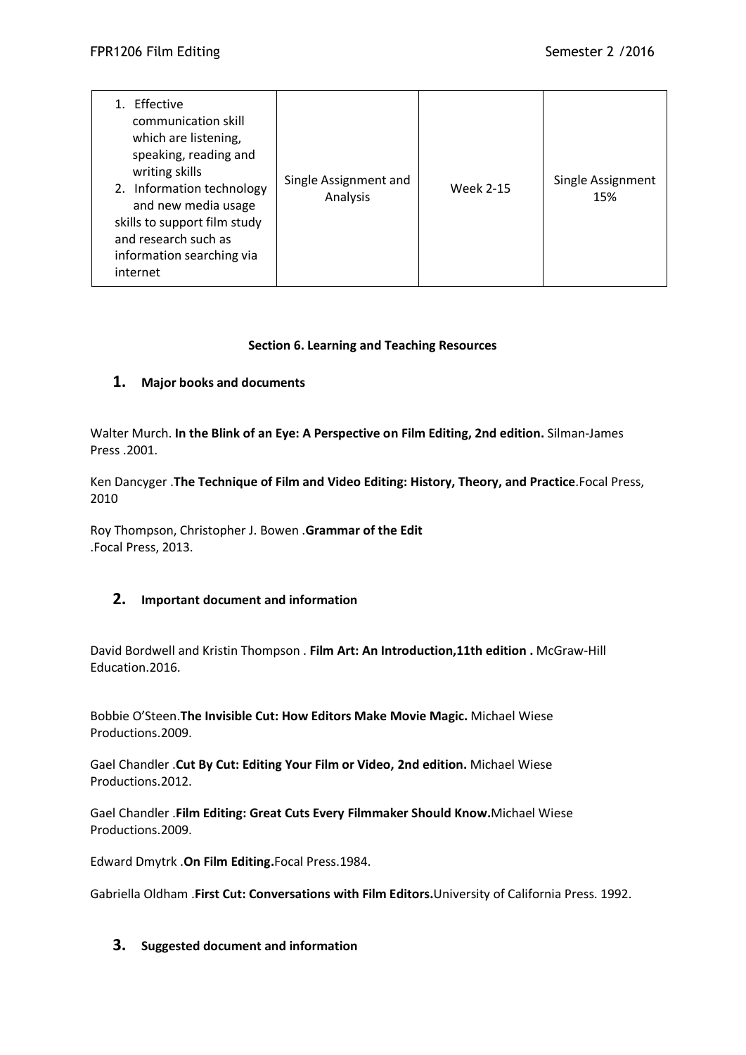| | | | |
|---|---|---|---|
| 1. Effective communication skill which are listening, speaking, reading and writing skills<br>2. Information technology and new media usage skills to support film study and research such as information searching via internet | Single Assignment and Analysis | Week 2-15 | Single Assignment 15% |

**Section 6. Learning and Teaching Resources**

## 1. Major books and documents

Walter Murch. **In the Blink of an Eye: A Perspective on Film Editing, 2nd edition.** Silman-James Press .2001.

Ken Dancyger .**The Technique of Film and Video Editing: History, Theory, and Practice**.Focal Press, 2010

Roy Thompson, Christopher J. Bowen .**Grammar of the Edit**
.Focal Press, 2013.

## 2. Important document and information

David Bordwell and Kristin Thompson . **Film Art: An Introduction,11th edition .** McGraw-Hill Education.2016.

Bobbie O'Steen.**The Invisible Cut: How Editors Make Movie Magic.** Michael Wiese Productions.2009.

Gael Chandler .**Cut By Cut: Editing Your Film or Video, 2nd edition.** Michael Wiese Productions.2012.

Gael Chandler .**Film Editing: Great Cuts Every Filmmaker Should Know.**Michael Wiese Productions.2009.

Edward Dmytrk .**On Film Editing.**Focal Press.1984.

Gabriella Oldham .**First Cut: Conversations with Film Editors.**University of California Press. 1992.

## 3. Suggested document and information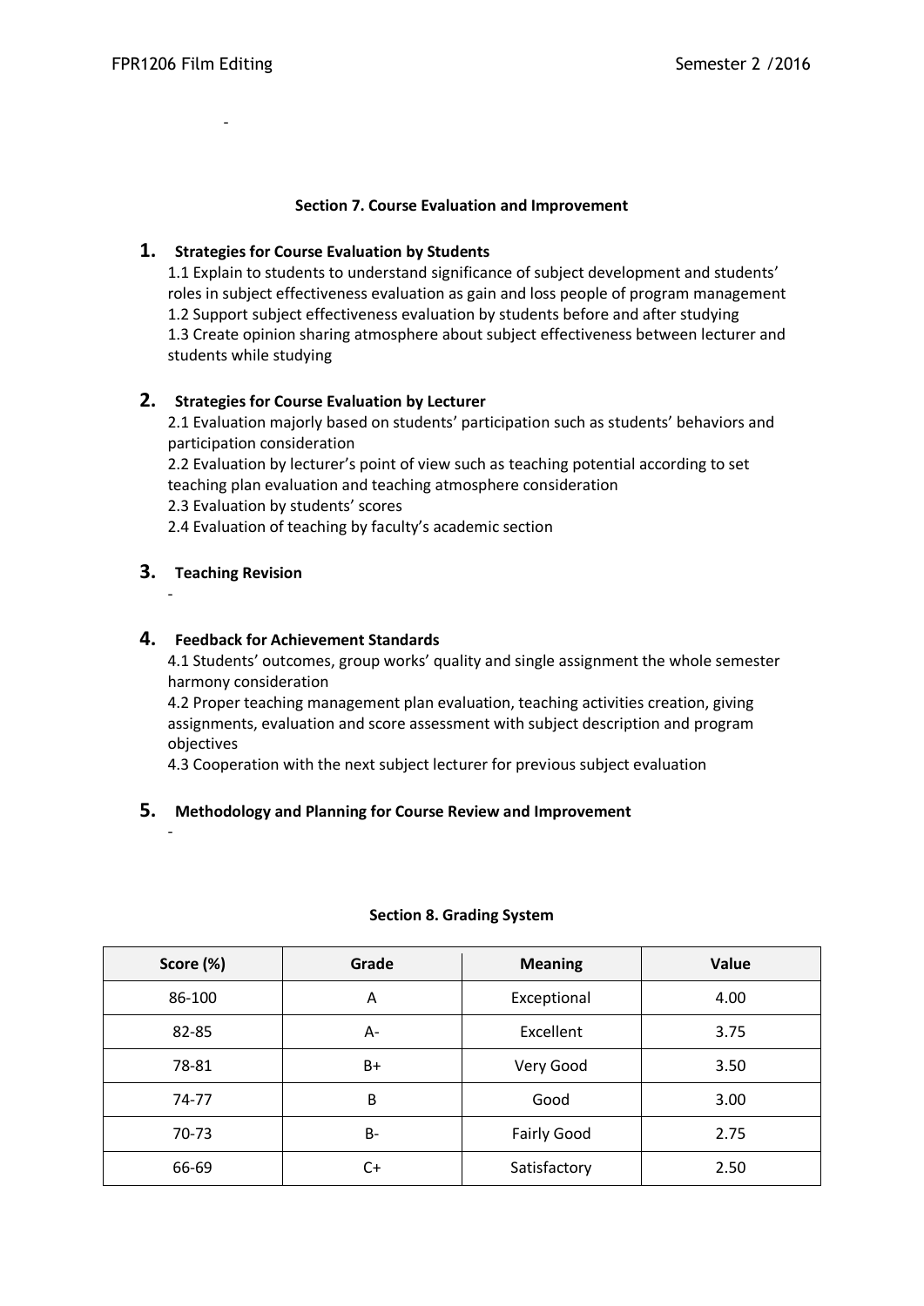-

## Section 7. Course Evaluation and Improvement

### 1. Strategies for Course Evaluation by Students

1.1 Explain to students to understand significance of subject development and students' roles in subject effectiveness evaluation as gain and loss people of program management
1.2 Support subject effectiveness evaluation by students before and after studying
1.3 Create opinion sharing atmosphere about subject effectiveness between lecturer and students while studying

### 2. Strategies for Course Evaluation by Lecturer

2.1 Evaluation majorly based on students' participation such as students' behaviors and participation consideration
2.2 Evaluation by lecturer's point of view such as teaching potential according to set teaching plan evaluation and teaching atmosphere consideration
2.3 Evaluation by students' scores
2.4 Evaluation of teaching by faculty's academic section

### 3. Teaching Revision

-

### 4. Feedback for Achievement Standards

4.1 Students' outcomes, group works' quality and single assignment the whole semester harmony consideration
4.2 Proper teaching management plan evaluation, teaching activities creation, giving assignments, evaluation and score assessment with subject description and program objectives
4.3 Cooperation with the next subject lecturer for previous subject evaluation

### 5. Methodology and Planning for Course Review and Improvement

-

## Section 8. Grading System

| Score (%) | Grade | Meaning | Value |
|---|---|---|---|
| 86-100 | A | Exceptional | 4.00 |
| 82-85 | A- | Excellent | 3.75 |
| 78-81 | B+ | Very Good | 3.50 |
| 74-77 | B | Good | 3.00 |
| 70-73 | B- | Fairly Good | 2.75 |
| 66-69 | C+ | Satisfactory | 2.50 |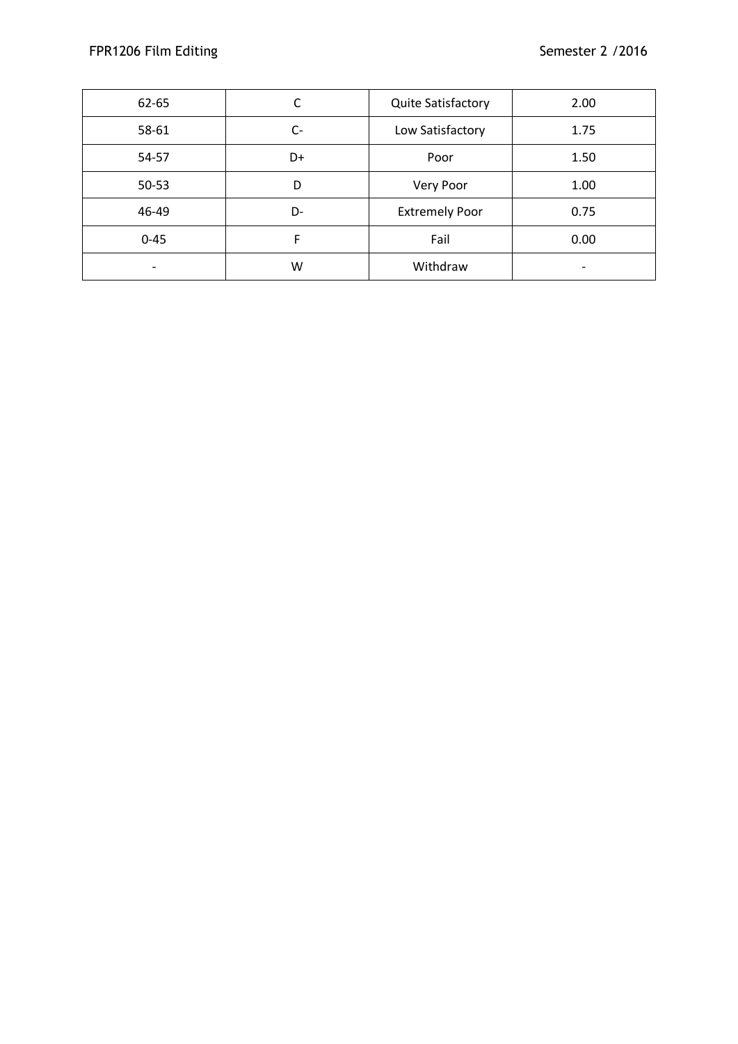| | | | |
|---|---|---|---|
| 62-65 | C | Quite Satisfactory | 2.00 |
| 58-61 | C- | Low Satisfactory | 1.75 |
| 54-57 | D+ | Poor | 1.50 |
| 50-53 | D | Very Poor | 1.00 |
| 46-49 | D- | Extremely Poor | 0.75 |
| 0-45 | F | Fail | 0.00 |
| - | W | Withdraw | - |